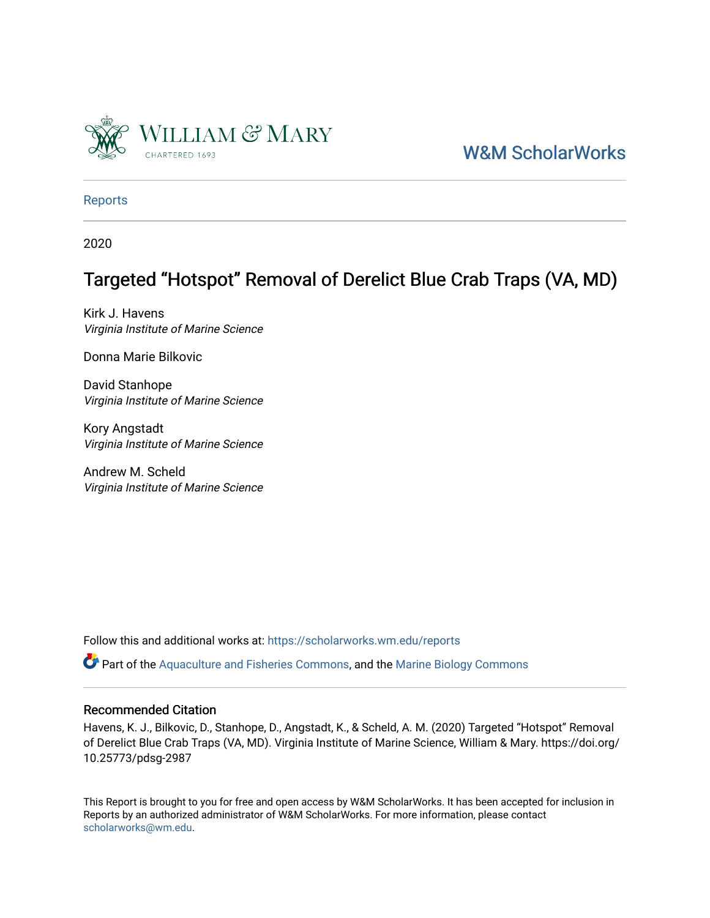William & Mary

CHARTERED 1693

W&M ScholarWorks

Reports

2020

# Targeted “Hotspot” Removal of Derelict Blue Crab Traps (VA, MD)

Kirk J. Havens
*Virginia Institute of Marine Science*

Donna Marie Bilkovic

David Stanhope
*Virginia Institute of Marine Science*

Kory Angstadt
*Virginia Institute of Marine Science*

Andrew M. Scheld
*Virginia Institute of Marine Science*

Follow this and additional works at: https://scholarworks.wm.edu/reports

Part of the Aquaculture and Fisheries Commons, and the Marine Biology Commons

## Recommended Citation

Havens, K. J., Bilkovic, D., Stanhope, D., Angstadt, K., & Scheld, A. M. (2020) Targeted “Hotspot” Removal of Derelict Blue Crab Traps (VA, MD). Virginia Institute of Marine Science, William & Mary. https://doi.org/10.25773/pdsg-2987

This Report is brought to you for free and open access by W&M ScholarWorks. It has been accepted for inclusion in Reports by an authorized administrator of W&M ScholarWorks. For more information, please contact scholarworks@wm.edu.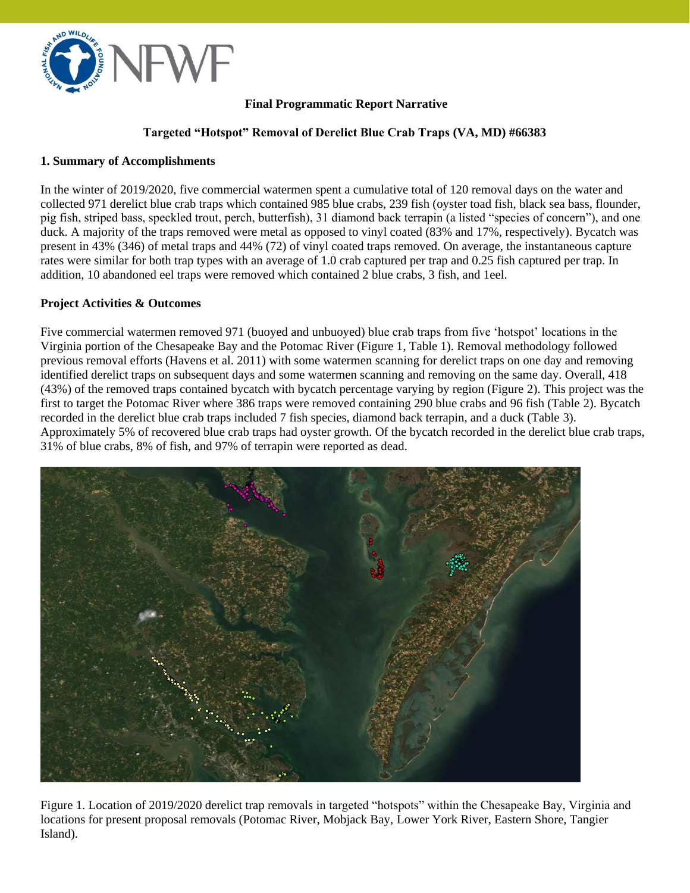**Final Programmatic Report Narrative**

**Targeted "Hotspot" Removal of Derelict Blue Crab Traps (VA, MD) #66383**

## 1. Summary of Accomplishments

In the winter of 2019/2020, five commercial watermen spent a cumulative total of 120 removal days on the water and collected 971 derelict blue crab traps which contained 985 blue crabs, 239 fish (oyster toad fish, black sea bass, flounder, pig fish, striped bass, speckled trout, perch, butterfish), 31 diamond back terrapin (a listed "species of concern"), and one duck. A majority of the traps removed were metal as opposed to vinyl coated (83% and 17%, respectively). Bycatch was present in 43% (346) of metal traps and 44% (72) of vinyl coated traps removed. On average, the instantaneous capture rates were similar for both trap types with an average of 1.0 crab captured per trap and 0.25 fish captured per trap. In addition, 10 abandoned eel traps were removed which contained 2 blue crabs, 3 fish, and 1eel.

### Project Activities & Outcomes

Five commercial watermen removed 971 (buoyed and unbuoyed) blue crab traps from five 'hotspot' locations in the Virginia portion of the Chesapeake Bay and the Potomac River (Figure 1, Table 1). Removal methodology followed previous removal efforts (Havens et al. 2011) with some watermen scanning for derelict traps on one day and removing identified derelict traps on subsequent days and some watermen scanning and removing on the same day. Overall, 418 (43%) of the removed traps contained bycatch with bycatch percentage varying by region (Figure 2). This project was the first to target the Potomac River where 386 traps were removed containing 290 blue crabs and 96 fish (Table 2). Bycatch recorded in the derelict blue crab traps included 7 fish species, diamond back terrapin, and a duck (Table 3). Approximately 5% of recovered blue crab traps had oyster growth. Of the bycatch recorded in the derelict blue crab traps, 31% of blue crabs, 8% of fish, and 97% of terrapin were reported as dead.

Figure 1. Location of 2019/2020 derelict trap removals in targeted "hotspots" within the Chesapeake Bay, Virginia and locations for present proposal removals (Potomac River, Mobjack Bay, Lower York River, Eastern Shore, Tangier Island).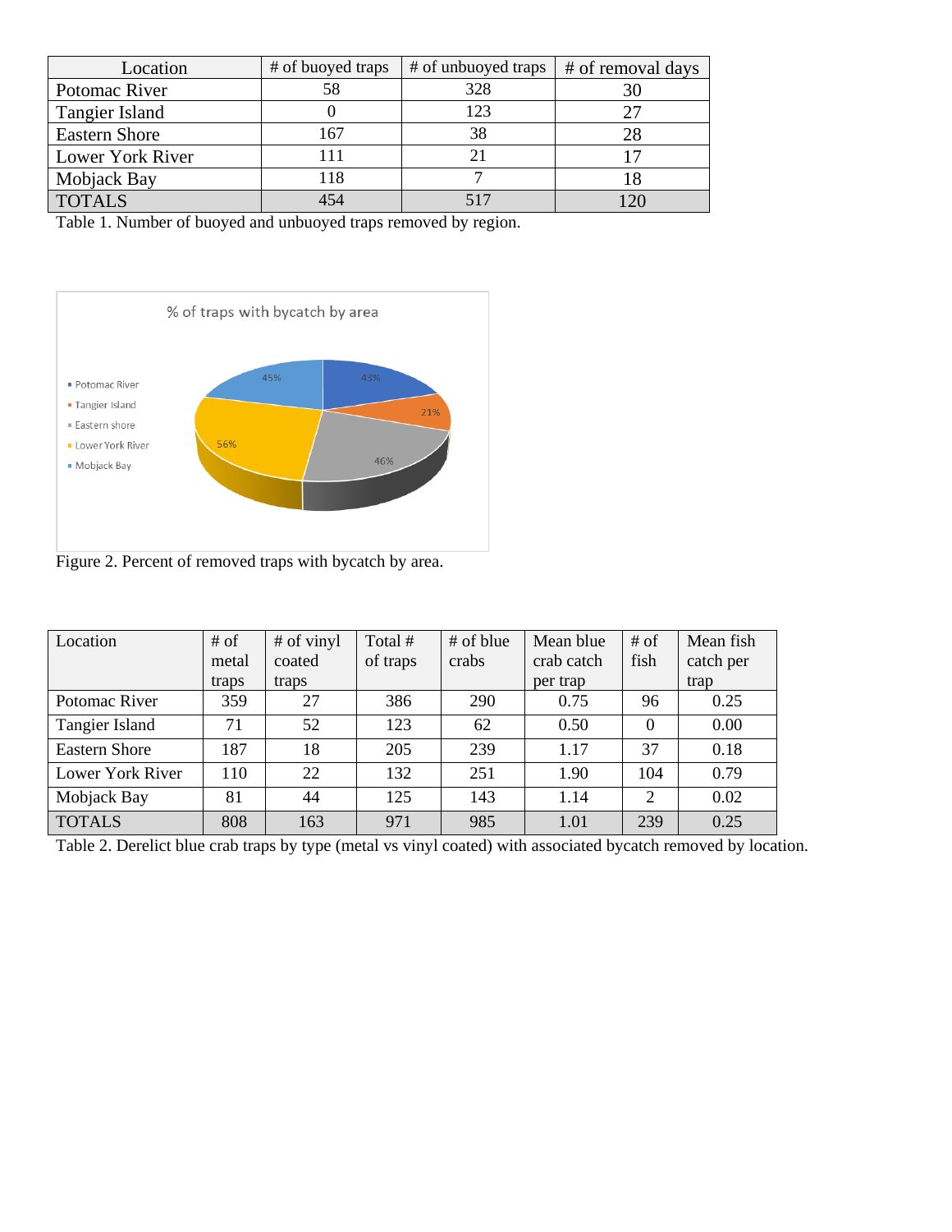| Location | # of buoyed traps | # of unbuoyed traps | # of removal days |
|---|---|---|---|
| Potomac River | 58 | 328 | 30 |
| Tangier Island | 0 | 123 | 27 |
| Eastern Shore | 167 | 38 | 28 |
| Lower York River | 111 | 21 | 17 |
| Mobjack Bay | 118 | 7 | 18 |
| TOTALS | 454 | 517 | 120 |

Table 1. Number of buoyed and unbuoyed traps removed by region.

Figure 2. Percent of removed traps with bycatch by area.

| Location | # of metal traps | # of vinyl coated traps | Total # of traps | # of blue crabs | Mean blue crab catch per trap | # of fish | Mean fish catch per trap |
|---|---|---|---|---|---|---|---|
| Potomac River | 359 | 27 | 386 | 290 | 0.75 | 96 | 0.25 |
| Tangier Island | 71 | 52 | 123 | 62 | 0.50 | 0 | 0.00 |
| Eastern Shore | 187 | 18 | 205 | 239 | 1.17 | 37 | 0.18 |
| Lower York River | 110 | 22 | 132 | 251 | 1.90 | 104 | 0.79 |
| Mobjack Bay | 81 | 44 | 125 | 143 | 1.14 | 2 | 0.02 |
| TOTALS | 808 | 163 | 971 | 985 | 1.01 | 239 | 0.25 |

Table 2. Derelict blue crab traps by type (metal vs vinyl coated) with associated bycatch removed by location.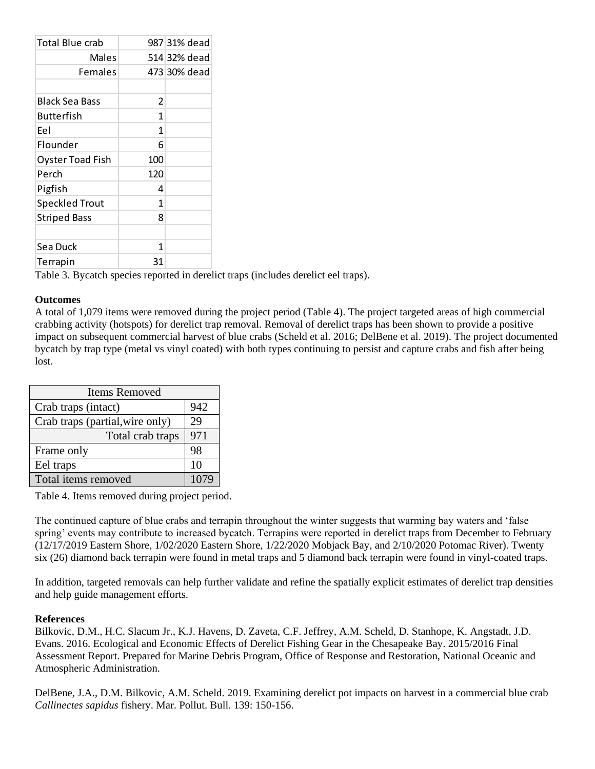| | | |
|---|---|---|
| Total Blue crab | 987 | 31% dead |
| Males | 514 | 32% dead |
| Females | 473 | 30% dead |
| | | |
| Black Sea Bass | 2 | |
| Butterfish | 1 | |
| Eel | 1 | |
| Flounder | 6 | |
| Oyster Toad Fish | 100 | |
| Perch | 120 | |
| Pigfish | 4 | |
| Speckled Trout | 1 | |
| Striped Bass | 8 | |
| | | |
| Sea Duck | 1 | |
| Terrapin | 31 | |

Table 3. Bycatch species reported in derelict traps (includes derelict eel traps).

**Outcomes**

A total of 1,079 items were removed during the project period (Table 4). The project targeted areas of high commercial crabbing activity (hotspots) for derelict trap removal. Removal of derelict traps has been shown to provide a positive impact on subsequent commercial harvest of blue crabs (Scheld et al. 2016; DelBene et al. 2019). The project documented bycatch by trap type (metal vs vinyl coated) with both types continuing to persist and capture crabs and fish after being lost.

| Items Removed | |
|---|---|
| Crab traps (intact) | 942 |
| Crab traps (partial,wire only) | 29 |
| Total crab traps | 971 |
| Frame only | 98 |
| Eel traps | 10 |
| Total items removed | 1079 |

Table 4. Items removed during project period.

The continued capture of blue crabs and terrapin throughout the winter suggests that warming bay waters and 'false spring' events may contribute to increased bycatch. Terrapins were reported in derelict traps from December to February (12/17/2019 Eastern Shore, 1/02/2020 Eastern Shore, 1/22/2020 Mobjack Bay, and 2/10/2020 Potomac River). Twenty six (26) diamond back terrapin were found in metal traps and 5 diamond back terrapin were found in vinyl-coated traps.

In addition, targeted removals can help further validate and refine the spatially explicit estimates of derelict trap densities and help guide management efforts.

**References**

Bilkovic, D.M., H.C. Slacum Jr., K.J. Havens, D. Zaveta, C.F. Jeffrey, A.M. Scheld, D. Stanhope, K. Angstadt, J.D. Evans. 2016. Ecological and Economic Effects of Derelict Fishing Gear in the Chesapeake Bay. 2015/2016 Final Assessment Report. Prepared for Marine Debris Program, Office of Response and Restoration, National Oceanic and Atmospheric Administration.

DelBene, J.A., D.M. Bilkovic, A.M. Scheld. 2019. Examining derelict pot impacts on harvest in a commercial blue crab *Callinectes sapidus* fishery. Mar. Pollut. Bull. 139: 150-156.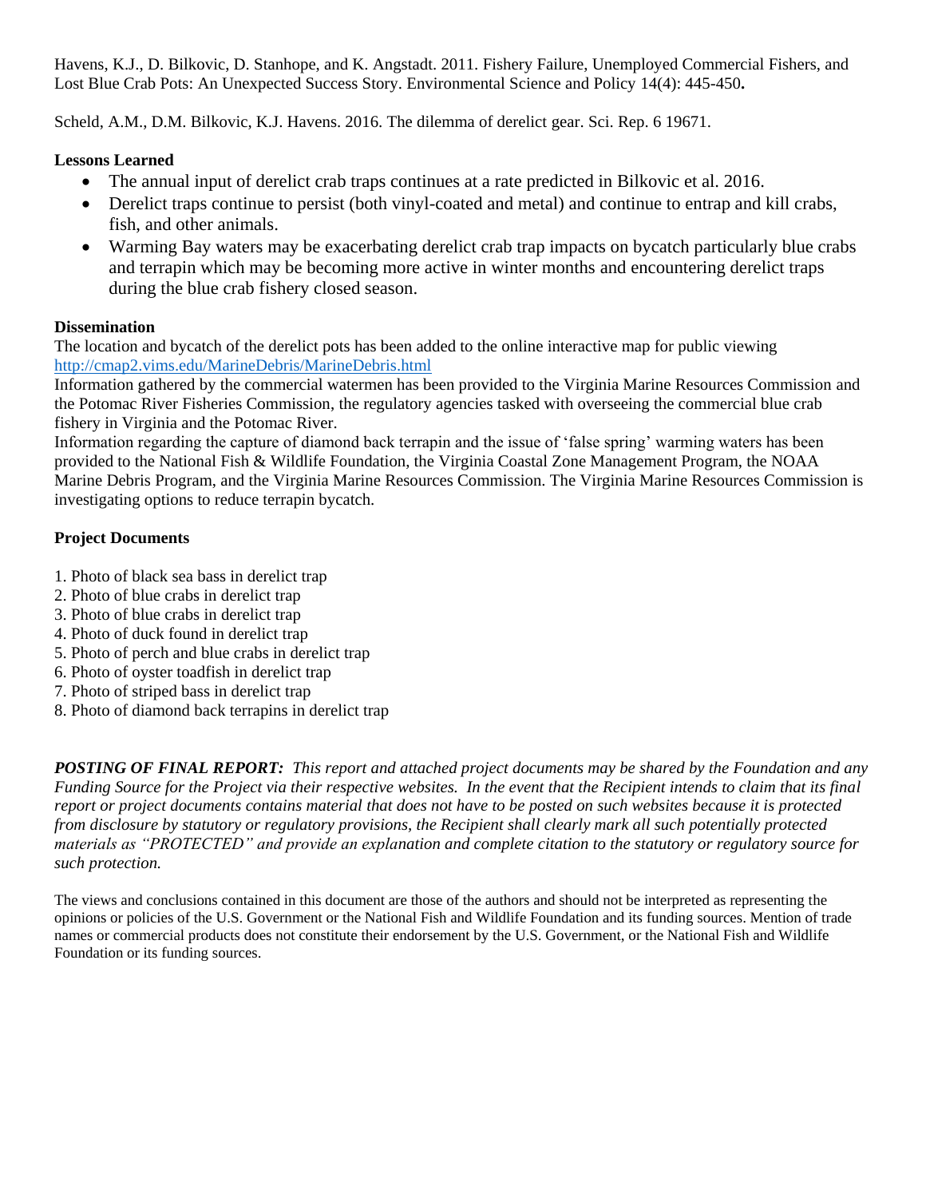Havens, K.J., D. Bilkovic, D. Stanhope, and K. Angstadt. 2011. Fishery Failure, Unemployed Commercial Fishers, and Lost Blue Crab Pots: An Unexpected Success Story. Environmental Science and Policy 14(4): 445-450**.**

Scheld, A.M., D.M. Bilkovic, K.J. Havens. 2016. The dilemma of derelict gear. Sci. Rep. 6 19671.

**Lessons Learned**

- The annual input of derelict crab traps continues at a rate predicted in Bilkovic et al. 2016.
- Derelict traps continue to persist (both vinyl-coated and metal) and continue to entrap and kill crabs, fish, and other animals.
- Warming Bay waters may be exacerbating derelict crab trap impacts on bycatch particularly blue crabs and terrapin which may be becoming more active in winter months and encountering derelict traps during the blue crab fishery closed season.

**Dissemination**

The location and bycatch of the derelict pots has been added to the online interactive map for public viewing http://cmap2.vims.edu/MarineDebris/MarineDebris.html
Information gathered by the commercial watermen has been provided to the Virginia Marine Resources Commission and the Potomac River Fisheries Commission, the regulatory agencies tasked with overseeing the commercial blue crab fishery in Virginia and the Potomac River.
Information regarding the capture of diamond back terrapin and the issue of 'false spring' warming waters has been provided to the National Fish & Wildlife Foundation, the Virginia Coastal Zone Management Program, the NOAA Marine Debris Program, and the Virginia Marine Resources Commission. The Virginia Marine Resources Commission is investigating options to reduce terrapin bycatch.

**Project Documents**

1. Photo of black sea bass in derelict trap
2. Photo of blue crabs in derelict trap
3. Photo of blue crabs in derelict trap
4. Photo of duck found in derelict trap
5. Photo of perch and blue crabs in derelict trap
6. Photo of oyster toadfish in derelict trap
7. Photo of striped bass in derelict trap
8. Photo of diamond back terrapins in derelict trap

***POSTING OF FINAL REPORT:*** *This report and attached project documents may be shared by the Foundation and any Funding Source for the Project via their respective websites. In the event that the Recipient intends to claim that its final report or project documents contains material that does not have to be posted on such websites because it is protected from disclosure by statutory or regulatory provisions, the Recipient shall clearly mark all such potentially protected materials as "PROTECTED" and provide an explanation and complete citation to the statutory or regulatory source for such protection.*

The views and conclusions contained in this document are those of the authors and should not be interpreted as representing the opinions or policies of the U.S. Government or the National Fish and Wildlife Foundation and its funding sources. Mention of trade names or commercial products does not constitute their endorsement by the U.S. Government, or the National Fish and Wildlife Foundation or its funding sources.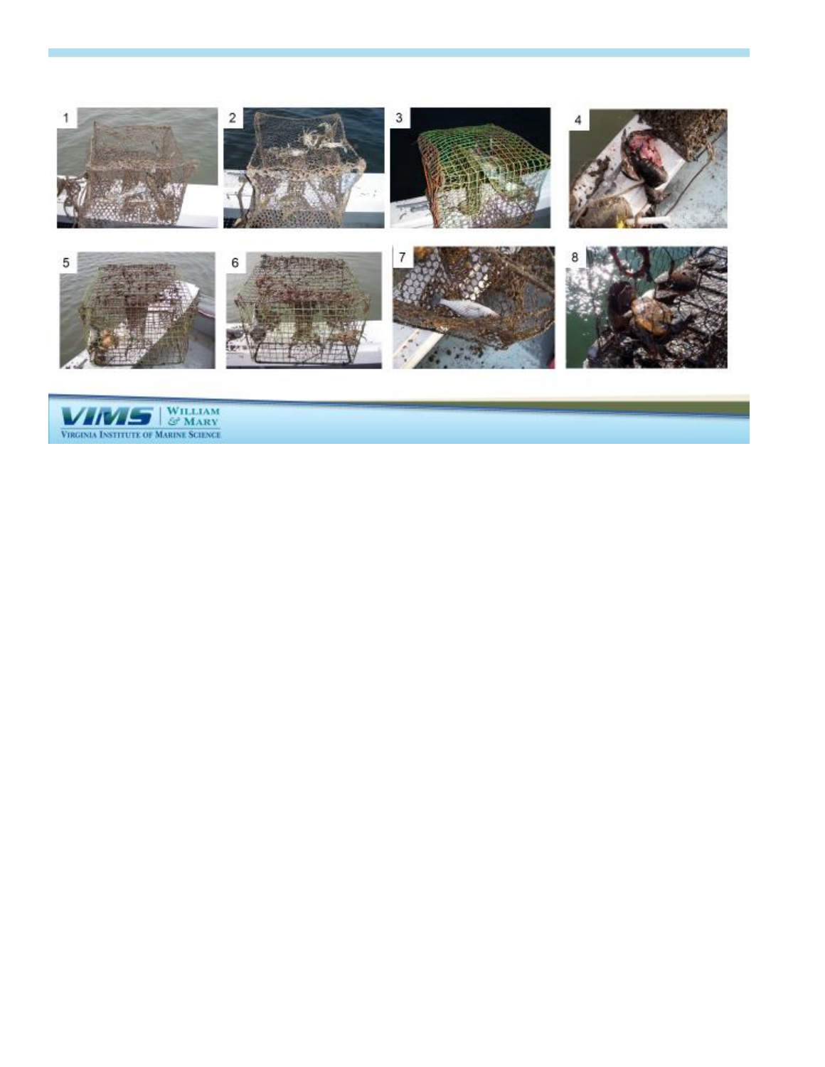1

2

3

4

5

6

7

8